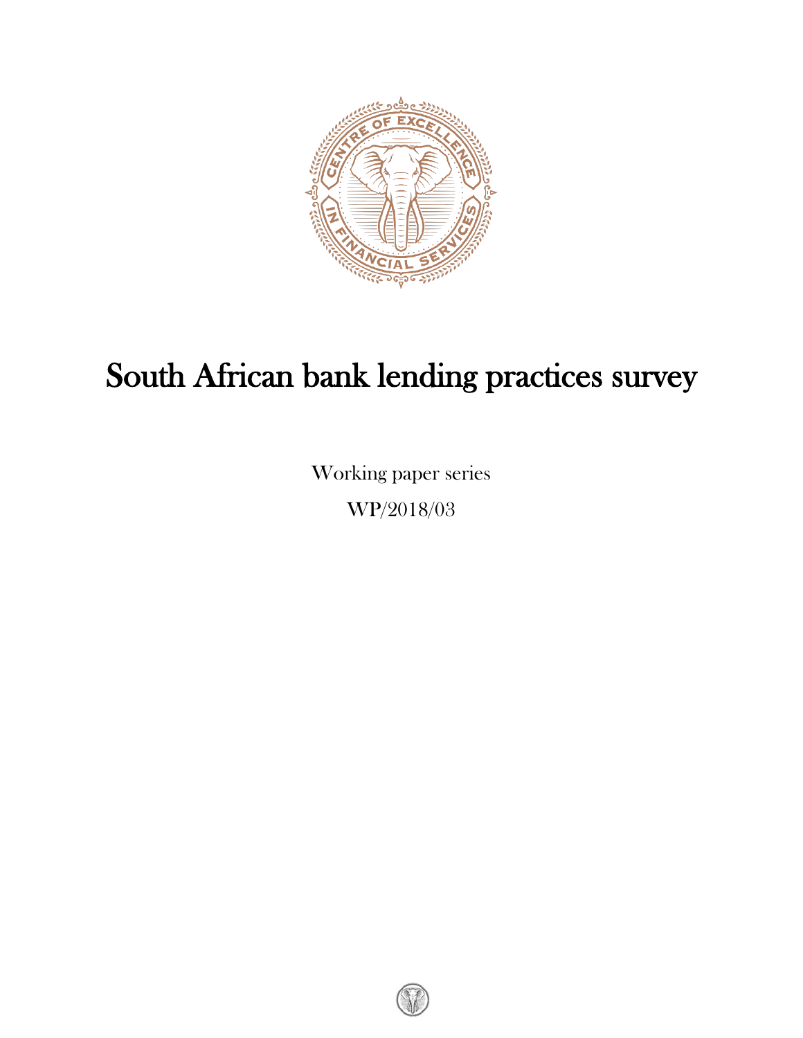# South African bank lending practices survey

Working paper series

WP/2018/03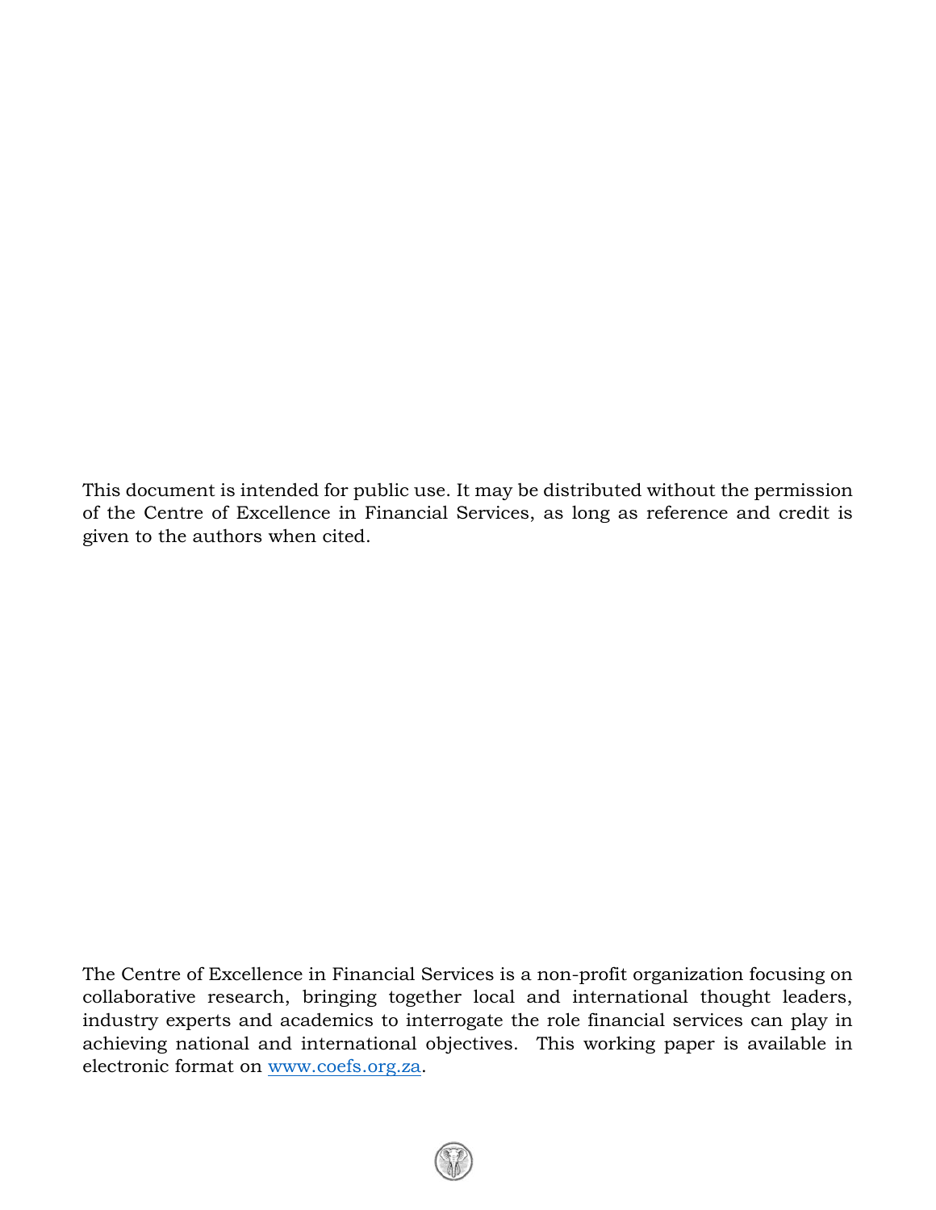This document is intended for public use. It may be distributed without the permission of the Centre of Excellence in Financial Services, as long as reference and credit is given to the authors when cited.

The Centre of Excellence in Financial Services is a non-profit organization focusing on collaborative research, bringing together local and international thought leaders, industry experts and academics to interrogate the role financial services can play in achieving national and international objectives. This working paper is available in electronic format on [www.coefs.org.za](http://www.coefs.org.za).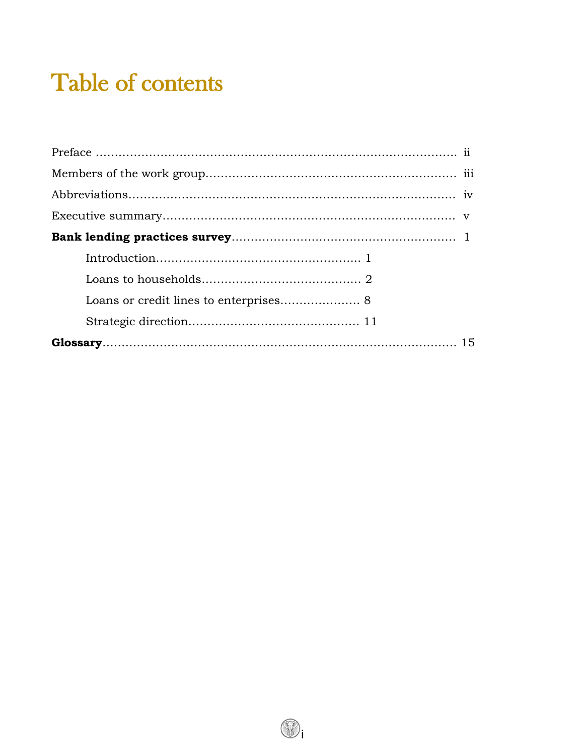# Table of contents

Preface .......................................................................................... ii

Members of the work group.................................................................. iii

Abbreviations......................................................................................... iv

Executive summary............................................................................. v

**Bank lending practices survey**........................................................... 1

- Introduction...................................................... 1
- Loans to households.......................................... 2
- Loans or credit lines to enterprises..................... 8
- Strategic direction............................................. 11

**Glossary**.............................................................................................. 15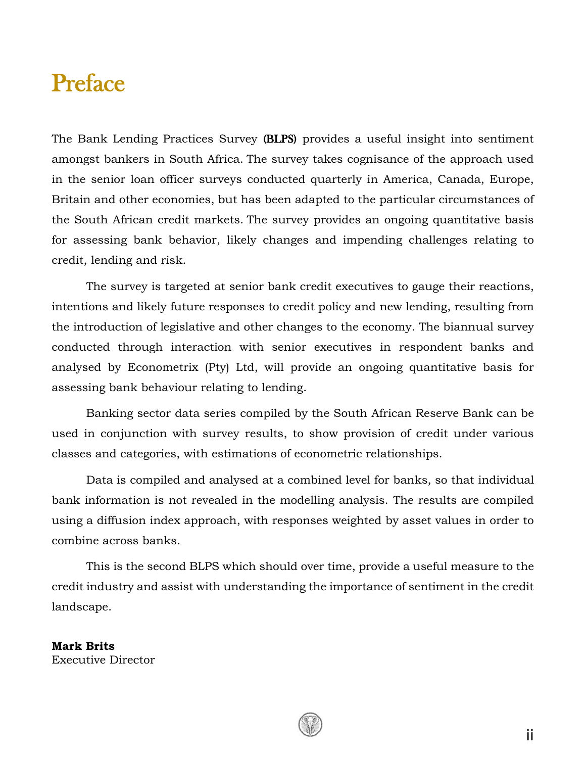# Preface

The Bank Lending Practices Survey **(BLPS)** provides a useful insight into sentiment amongst bankers in South Africa. The survey takes cognisance of the approach used in the senior loan officer surveys conducted quarterly in America, Canada, Europe, Britain and other economies, but has been adapted to the particular circumstances of the South African credit markets. The survey provides an ongoing quantitative basis for assessing bank behavior, likely changes and impending challenges relating to credit, lending and risk.

The survey is targeted at senior bank credit executives to gauge their reactions, intentions and likely future responses to credit policy and new lending, resulting from the introduction of legislative and other changes to the economy. The biannual survey conducted through interaction with senior executives in respondent banks and analysed by Econometrix (Pty) Ltd, will provide an ongoing quantitative basis for assessing bank behaviour relating to lending.

Banking sector data series compiled by the South African Reserve Bank can be used in conjunction with survey results, to show provision of credit under various classes and categories, with estimations of econometric relationships.

Data is compiled and analysed at a combined level for banks, so that individual bank information is not revealed in the modelling analysis. The results are compiled using a diffusion index approach, with responses weighted by asset values in order to combine across banks.

This is the second BLPS which should over time, provide a useful measure to the credit industry and assist with understanding the importance of sentiment in the credit landscape.

**Mark Brits**
Executive Director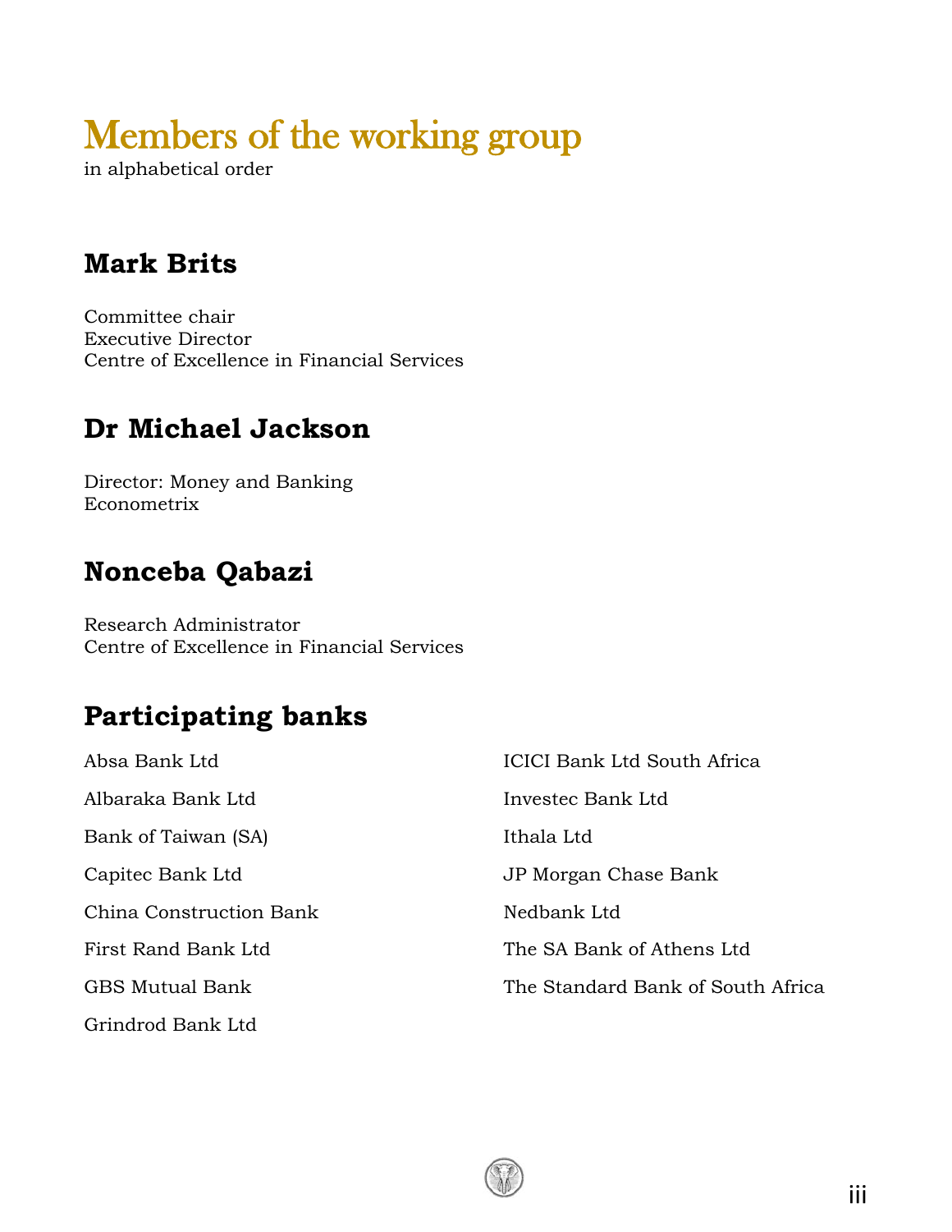# Members of the working group

in alphabetical order

## Mark Brits

Committee chair
Executive Director
Centre of Excellence in Financial Services

## Dr Michael Jackson

Director: Money and Banking
Econometrix

## Nonceba Qabazi

Research Administrator
Centre of Excellence in Financial Services

## Participating banks

Absa Bank Ltd

Albaraka Bank Ltd

Bank of Taiwan (SA)

Capitec Bank Ltd

China Construction Bank

First Rand Bank Ltd

GBS Mutual Bank

Grindrod Bank Ltd

ICICI Bank Ltd South Africa

Investec Bank Ltd

Ithala Ltd

JP Morgan Chase Bank

Nedbank Ltd

The SA Bank of Athens Ltd

The Standard Bank of South Africa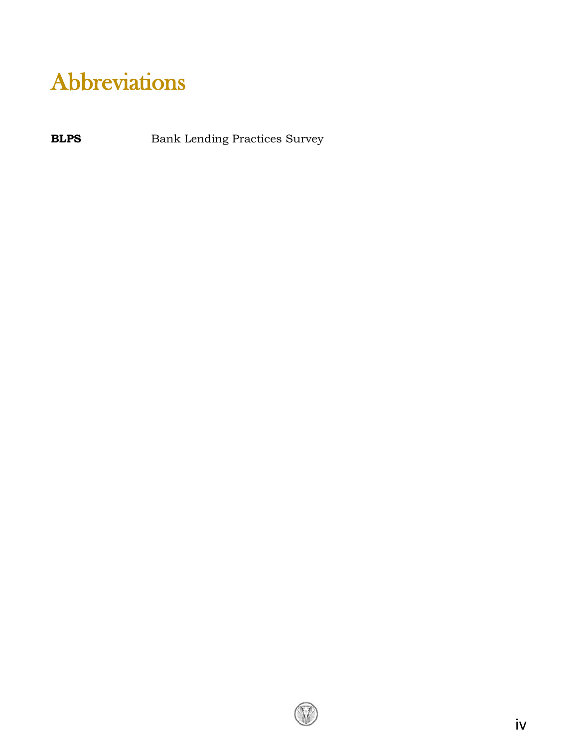# Abbreviations

| | |
|---|---|
| **BLPS** | Bank Lending Practices Survey |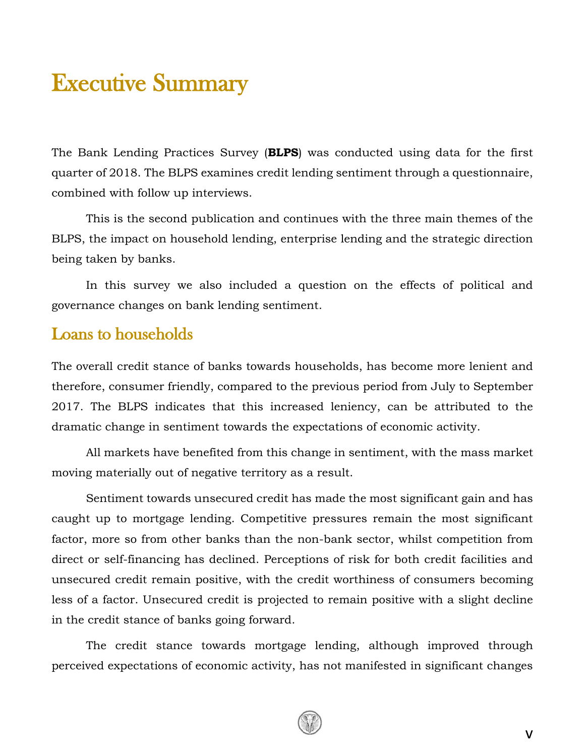# Executive Summary

The Bank Lending Practices Survey (**BLPS**) was conducted using data for the first quarter of 2018. The BLPS examines credit lending sentiment through a questionnaire, combined with follow up interviews.

This is the second publication and continues with the three main themes of the BLPS, the impact on household lending, enterprise lending and the strategic direction being taken by banks.

In this survey we also included a question on the effects of political and governance changes on bank lending sentiment.

## Loans to households

The overall credit stance of banks towards households, has become more lenient and therefore, consumer friendly, compared to the previous period from July to September 2017. The BLPS indicates that this increased leniency, can be attributed to the dramatic change in sentiment towards the expectations of economic activity.

All markets have benefited from this change in sentiment, with the mass market moving materially out of negative territory as a result.

Sentiment towards unsecured credit has made the most significant gain and has caught up to mortgage lending. Competitive pressures remain the most significant factor, more so from other banks than the non-bank sector, whilst competition from direct or self-financing has declined. Perceptions of risk for both credit facilities and unsecured credit remain positive, with the credit worthiness of consumers becoming less of a factor. Unsecured credit is projected to remain positive with a slight decline in the credit stance of banks going forward.

The credit stance towards mortgage lending, although improved through perceived expectations of economic activity, has not manifested in significant changes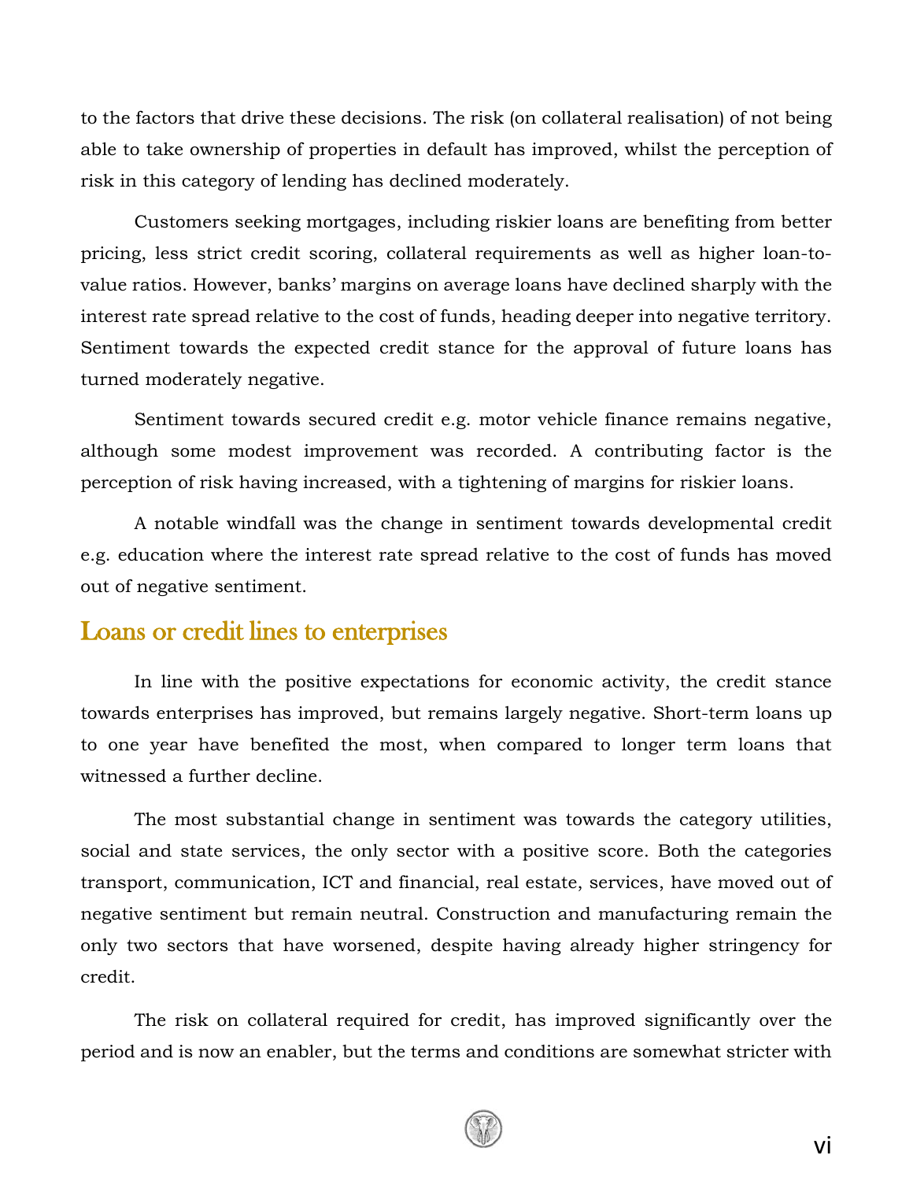to the factors that drive these decisions. The risk (on collateral realisation) of not being able to take ownership of properties in default has improved, whilst the perception of risk in this category of lending has declined moderately.

Customers seeking mortgages, including riskier loans are benefiting from better pricing, less strict credit scoring, collateral requirements as well as higher loan-to-value ratios. However, banks' margins on average loans have declined sharply with the interest rate spread relative to the cost of funds, heading deeper into negative territory. Sentiment towards the expected credit stance for the approval of future loans has turned moderately negative.

Sentiment towards secured credit e.g. motor vehicle finance remains negative, although some modest improvement was recorded. A contributing factor is the perception of risk having increased, with a tightening of margins for riskier loans.

A notable windfall was the change in sentiment towards developmental credit e.g. education where the interest rate spread relative to the cost of funds has moved out of negative sentiment.

## Loans or credit lines to enterprises

In line with the positive expectations for economic activity, the credit stance towards enterprises has improved, but remains largely negative. Short-term loans up to one year have benefited the most, when compared to longer term loans that witnessed a further decline.

The most substantial change in sentiment was towards the category utilities, social and state services, the only sector with a positive score. Both the categories transport, communication, ICT and financial, real estate, services, have moved out of negative sentiment but remain neutral. Construction and manufacturing remain the only two sectors that have worsened, despite having already higher stringency for credit.

The risk on collateral required for credit, has improved significantly over the period and is now an enabler, but the terms and conditions are somewhat stricter with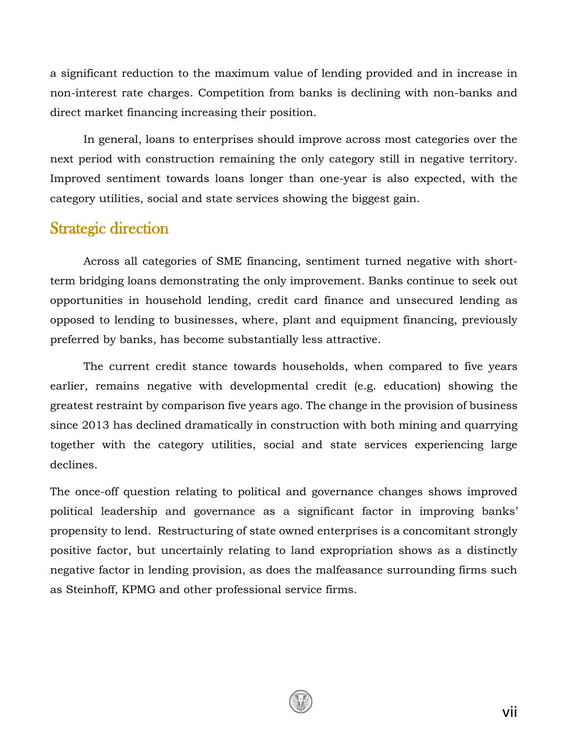a significant reduction to the maximum value of lending provided and in increase in non-interest rate charges. Competition from banks is declining with non-banks and direct market financing increasing their position.

In general, loans to enterprises should improve across most categories over the next period with construction remaining the only category still in negative territory. Improved sentiment towards loans longer than one-year is also expected, with the category utilities, social and state services showing the biggest gain.

## Strategic direction

Across all categories of SME financing, sentiment turned negative with short-term bridging loans demonstrating the only improvement. Banks continue to seek out opportunities in household lending, credit card finance and unsecured lending as opposed to lending to businesses, where, plant and equipment financing, previously preferred by banks, has become substantially less attractive.

The current credit stance towards households, when compared to five years earlier, remains negative with developmental credit (e.g. education) showing the greatest restraint by comparison five years ago. The change in the provision of business since 2013 has declined dramatically in construction with both mining and quarrying together with the category utilities, social and state services experiencing large declines.

The once-off question relating to political and governance changes shows improved political leadership and governance as a significant factor in improving banks' propensity to lend. Restructuring of state owned enterprises is a concomitant strongly positive factor, but uncertainly relating to land expropriation shows as a distinctly negative factor in lending provision, as does the malfeasance surrounding firms such as Steinhoff, KPMG and other professional service firms.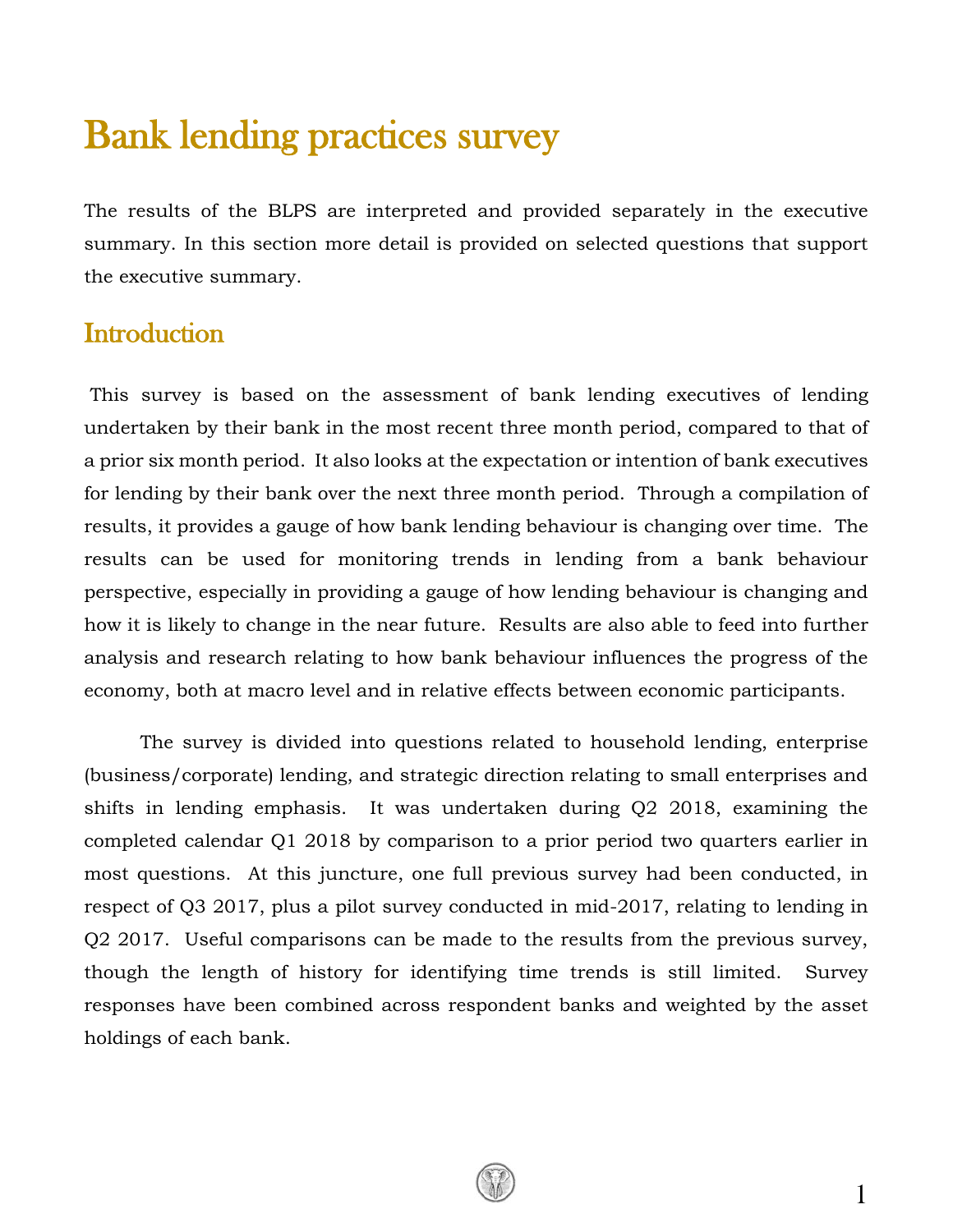# Bank lending practices survey

The results of the BLPS are interpreted and provided separately in the executive summary. In this section more detail is provided on selected questions that support the executive summary.

## Introduction

This survey is based on the assessment of bank lending executives of lending undertaken by their bank in the most recent three month period, compared to that of a prior six month period. It also looks at the expectation or intention of bank executives for lending by their bank over the next three month period. Through a compilation of results, it provides a gauge of how bank lending behaviour is changing over time. The results can be used for monitoring trends in lending from a bank behaviour perspective, especially in providing a gauge of how lending behaviour is changing and how it is likely to change in the near future. Results are also able to feed into further analysis and research relating to how bank behaviour influences the progress of the economy, both at macro level and in relative effects between economic participants.

The survey is divided into questions related to household lending, enterprise (business/corporate) lending, and strategic direction relating to small enterprises and shifts in lending emphasis. It was undertaken during Q2 2018, examining the completed calendar Q1 2018 by comparison to a prior period two quarters earlier in most questions. At this juncture, one full previous survey had been conducted, in respect of Q3 2017, plus a pilot survey conducted in mid-2017, relating to lending in Q2 2017. Useful comparisons can be made to the results from the previous survey, though the length of history for identifying time trends is still limited. Survey responses have been combined across respondent banks and weighted by the asset holdings of each bank.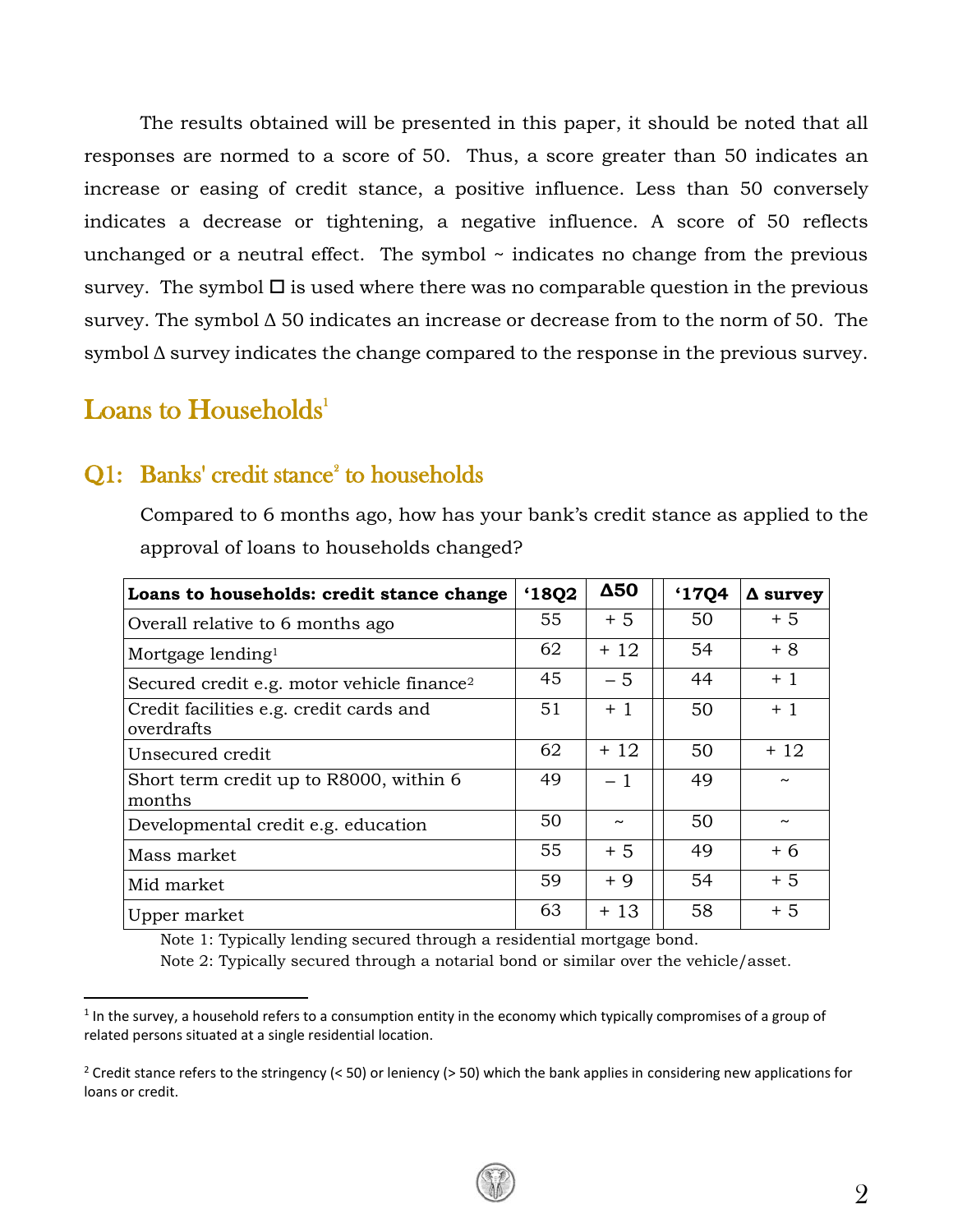The results obtained will be presented in this paper, it should be noted that all responses are normed to a score of 50. Thus, a score greater than 50 indicates an increase or easing of credit stance, a positive influence. Less than 50 conversely indicates a decrease or tightening, a negative influence. A score of 50 reflects unchanged or a neutral effect. The symbol ~ indicates no change from the previous survey. The symbol ☐ is used where there was no comparable question in the previous survey. The symbol Δ 50 indicates an increase or decrease from to the norm of 50. The symbol Δ survey indicates the change compared to the response in the previous survey.

## Loans to Households[1]

### Q1: Banks' credit stance[2] to households

Compared to 6 months ago, how has your bank's credit stance as applied to the approval of loans to households changed?

| **Loans to households: credit stance change** | **'18Q2** | **Δ50** | **'17Q4** | **Δ survey** |
|---|---|---|---|---|
| Overall relative to 6 months ago | 55 | + 5 | 50 | + 5 |
| Mortgage lending[1] | 62 | + 12 | 54 | + 8 |
| Secured credit e.g. motor vehicle finance[2] | 45 | – 5 | 44 | + 1 |
| Credit facilities e.g. credit cards and overdrafts | 51 | + 1 | 50 | + 1 |
| Unsecured credit | 62 | + 12 | 50 | + 12 |
| Short term credit up to R8000, within 6 months | 49 | – 1 | 49 | ~ |
| Developmental credit e.g. education | 50 | ~ | 50 | ~ |
| Mass market | 55 | + 5 | 49 | + 6 |
| Mid market | 59 | + 9 | 54 | + 5 |
| Upper market | 63 | + 13 | 58 | + 5 |

Note 1: Typically lending secured through a residential mortgage bond.

Note 2: Typically secured through a notarial bond or similar over the vehicle/asset.

---

[1] In the survey, a household refers to a consumption entity in the economy which typically compromises of a group of related persons situated at a single residential location.

[2] Credit stance refers to the stringency (< 50) or leniency (> 50) which the bank applies in considering new applications for loans or credit.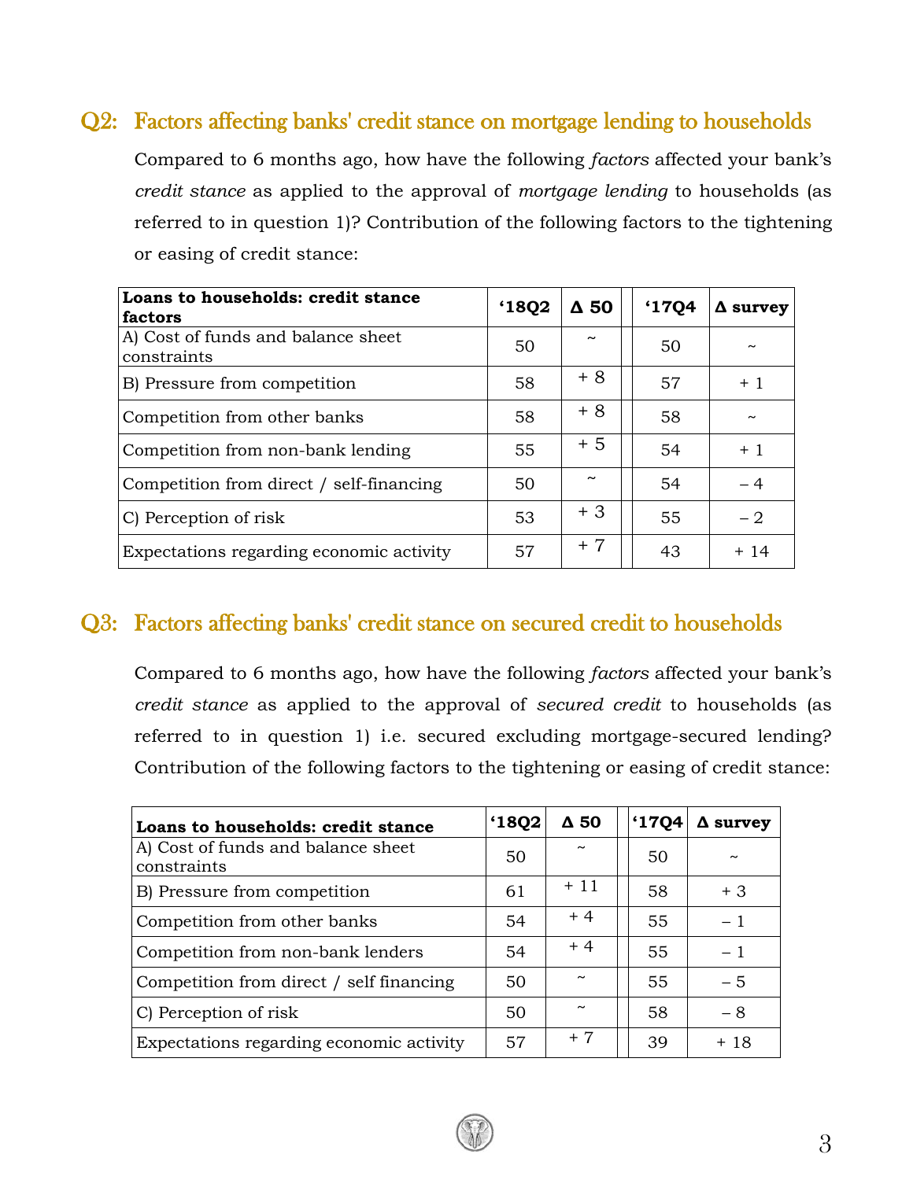## Q2: Factors affecting banks' credit stance on mortgage lending to households

Compared to 6 months ago, how have the following *factors* affected your bank's *credit stance* as applied to the approval of *mortgage lending* to households (as referred to in question 1)? Contribution of the following factors to the tightening or easing of credit stance:

| Loans to households: credit stance factors | '18Q2 | Δ 50 | | '17Q4 | Δ survey |
|---|---|---|---|---|---|
| A) Cost of funds and balance sheet constraints | 50 | ~ | | 50 | ~ |
| B) Pressure from competition | 58 | + 8 | | 57 | + 1 |
| Competition from other banks | 58 | + 8 | | 58 | ~ |
| Competition from non-bank lending | 55 | + 5 | | 54 | + 1 |
| Competition from direct / self-financing | 50 | ~ | | 54 | – 4 |
| C) Perception of risk | 53 | + 3 | | 55 | – 2 |
| Expectations regarding economic activity | 57 | + 7 | | 43 | + 14 |

## Q3: Factors affecting banks' credit stance on secured credit to households

Compared to 6 months ago, how have the following *factors* affected your bank's *credit stance* as applied to the approval of *secured credit* to households (as referred to in question 1) i.e. secured excluding mortgage-secured lending? Contribution of the following factors to the tightening or easing of credit stance:

| Loans to households: credit stance | '18Q2 | Δ 50 | | '17Q4 | Δ survey |
|---|---|---|---|---|---|
| A) Cost of funds and balance sheet constraints | 50 | ~ | | 50 | ~ |
| B) Pressure from competition | 61 | + 11 | | 58 | + 3 |
| Competition from other banks | 54 | + 4 | | 55 | – 1 |
| Competition from non-bank lenders | 54 | + 4 | | 55 | – 1 |
| Competition from direct / self financing | 50 | ~ | | 55 | – 5 |
| C) Perception of risk | 50 | ~ | | 58 | – 8 |
| Expectations regarding economic activity | 57 | + 7 | | 39 | + 18 |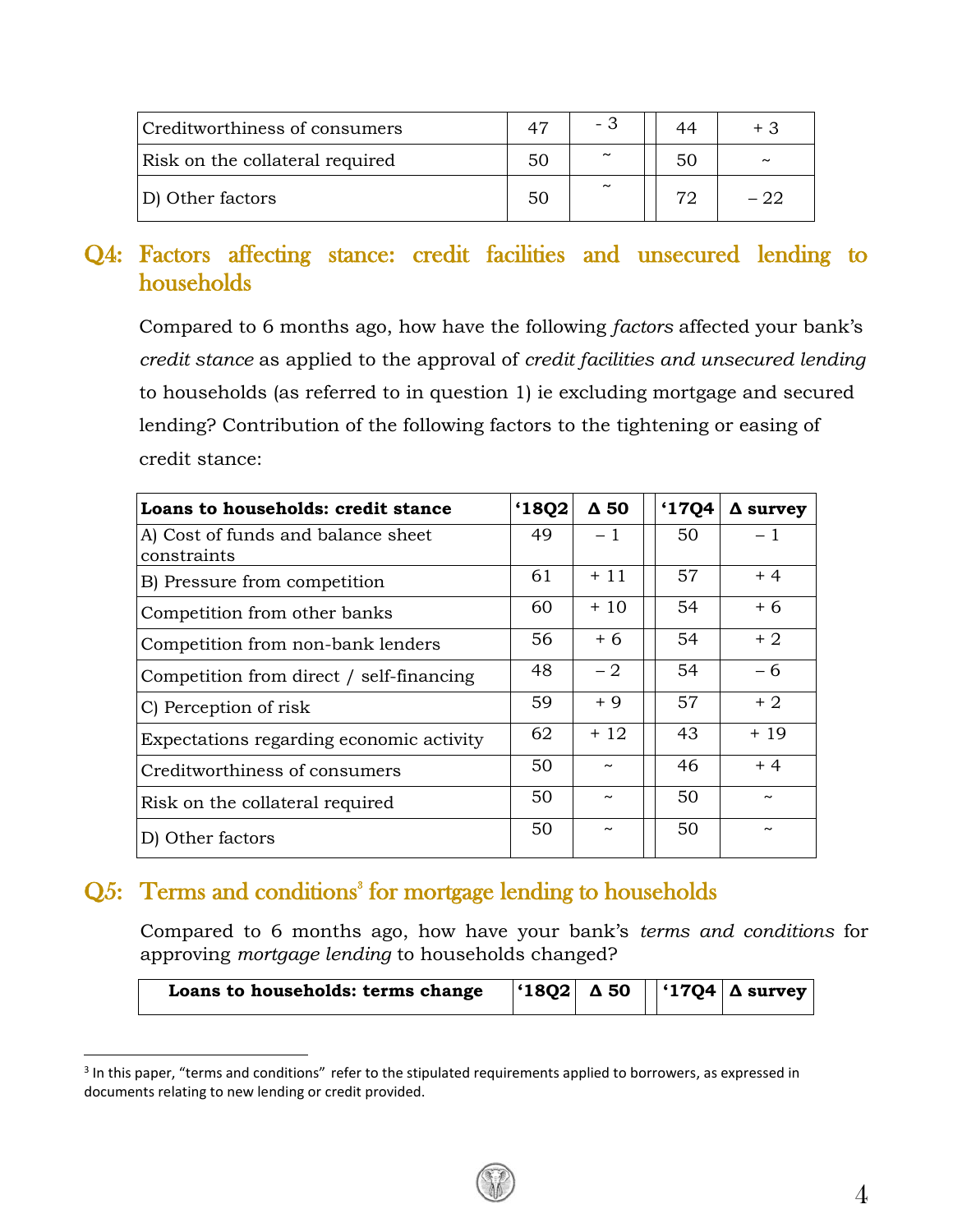| | | | | |
|---|---|---|---|---|
| Creditworthiness of consumers | 47 | - 3 | 44 | + 3 |
| Risk on the collateral required | 50 | ~ | 50 | ~ |
| D) Other factors | 50 | ~ | 72 | – 22 |

## Q4: Factors affecting stance: credit facilities and unsecured lending to households

Compared to 6 months ago, how have the following *factors* affected your bank's *credit stance* as applied to the approval of *credit facilities and unsecured lending* to households (as referred to in question 1) ie excluding mortgage and secured lending? Contribution of the following factors to the tightening or easing of credit stance:

| Loans to households: credit stance | '18Q2 | Δ 50 | '17Q4 | Δ survey |
|---|---|---|---|---|
| A) Cost of funds and balance sheet constraints | 49 | – 1 | 50 | – 1 |
| B) Pressure from competition | 61 | + 11 | 57 | + 4 |
| Competition from other banks | 60 | + 10 | 54 | + 6 |
| Competition from non-bank lenders | 56 | + 6 | 54 | + 2 |
| Competition from direct / self-financing | 48 | – 2 | 54 | – 6 |
| C) Perception of risk | 59 | + 9 | 57 | + 2 |
| Expectations regarding economic activity | 62 | + 12 | 43 | + 19 |
| Creditworthiness of consumers | 50 | ~ | 46 | + 4 |
| Risk on the collateral required | 50 | ~ | 50 | ~ |
| D) Other factors | 50 | ~ | 50 | ~ |

## Q5: Terms and conditions[3] for mortgage lending to households

Compared to 6 months ago, how have your bank's *terms and conditions* for approving *mortgage lending* to households changed?

| Loans to households: terms change | '18Q2 | Δ 50 | '17Q4 | Δ survey |
|---|---|---|---|---|

[3] In this paper, "terms and conditions" refer to the stipulated requirements applied to borrowers, as expressed in documents relating to new lending or credit provided.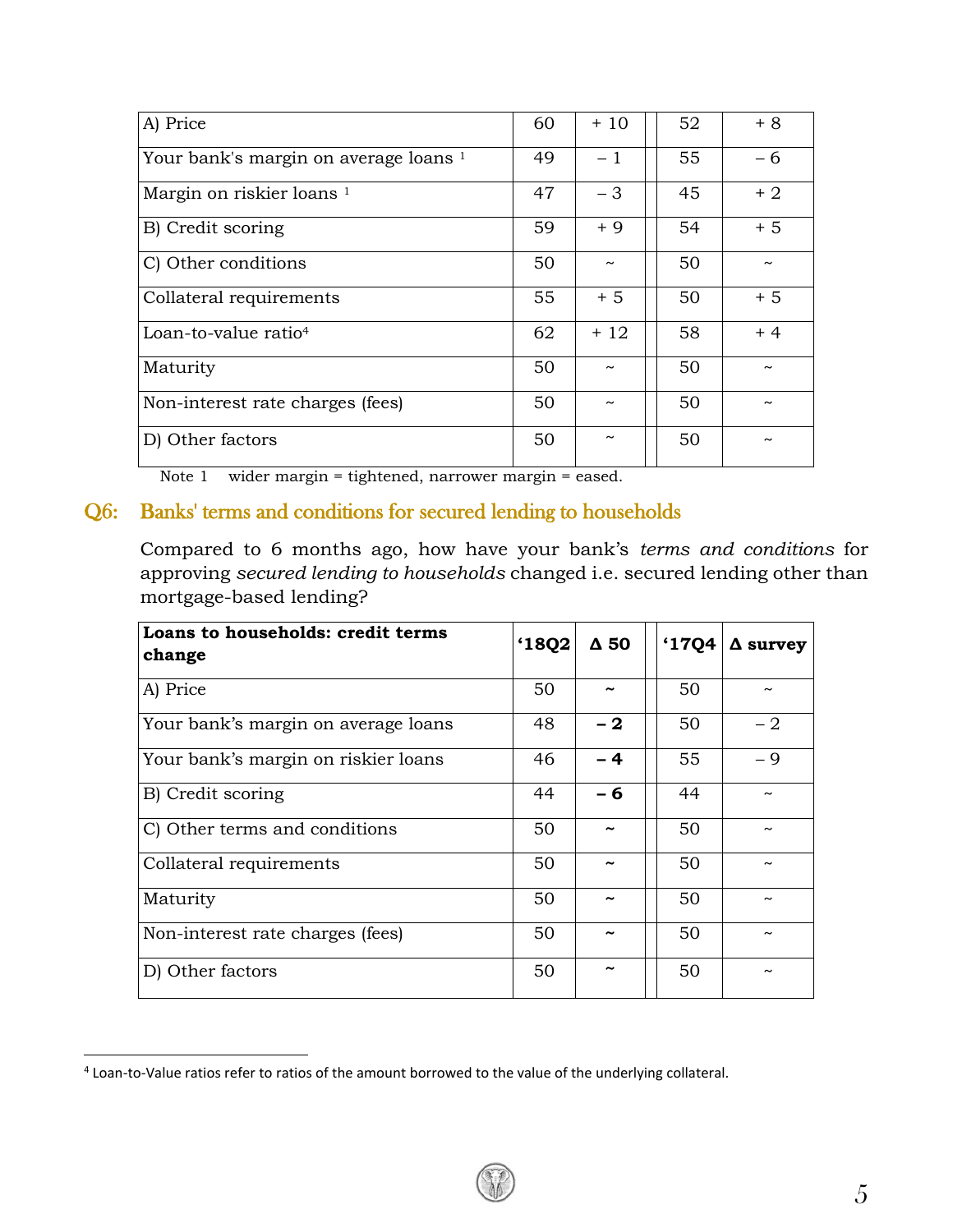| A) Price | 60 | + 10 | | 52 | + 8 |
|---|---|---|---|---|---|
| Your bank's margin on average loans [1] | 49 | – 1 | | 55 | – 6 |
| Margin on riskier loans [1] | 47 | – 3 | | 45 | + 2 |
| B) Credit scoring | 59 | + 9 | | 54 | + 5 |
| C) Other conditions | 50 | ~ | | 50 | ~ |
| Collateral requirements | 55 | + 5 | | 50 | + 5 |
| Loan-to-value ratio[4] | 62 | + 12 | | 58 | + 4 |
| Maturity | 50 | ~ | | 50 | ~ |
| Non-interest rate charges (fees) | 50 | ~ | | 50 | ~ |
| D) Other factors | 50 | ~ | | 50 | ~ |

Note 1 wider margin = tightened, narrower margin = eased.

## Q6: Banks' terms and conditions for secured lending to households

Compared to 6 months ago, how have your bank's *terms and conditions* for approving *secured lending to households* changed i.e. secured lending other than mortgage-based lending?

| **Loans to households: credit terms change** | **'18Q2** | **Δ 50** | | **'17Q4** | **Δ survey** |
|---|---|---|---|---|---|
| A) Price | 50 | **~** | | 50 | ~ |
| Your bank's margin on average loans | 48 | **– 2** | | 50 | – 2 |
| Your bank's margin on riskier loans | 46 | **– 4** | | 55 | – 9 |
| B) Credit scoring | 44 | **– 6** | | 44 | ~ |
| C) Other terms and conditions | 50 | **~** | | 50 | ~ |
| Collateral requirements | 50 | **~** | | 50 | ~ |
| Maturity | 50 | **~** | | 50 | ~ |
| Non-interest rate charges (fees) | 50 | **~** | | 50 | ~ |
| D) Other factors | 50 | **~** | | 50 | ~ |

[4] Loan-to-Value ratios refer to ratios of the amount borrowed to the value of the underlying collateral.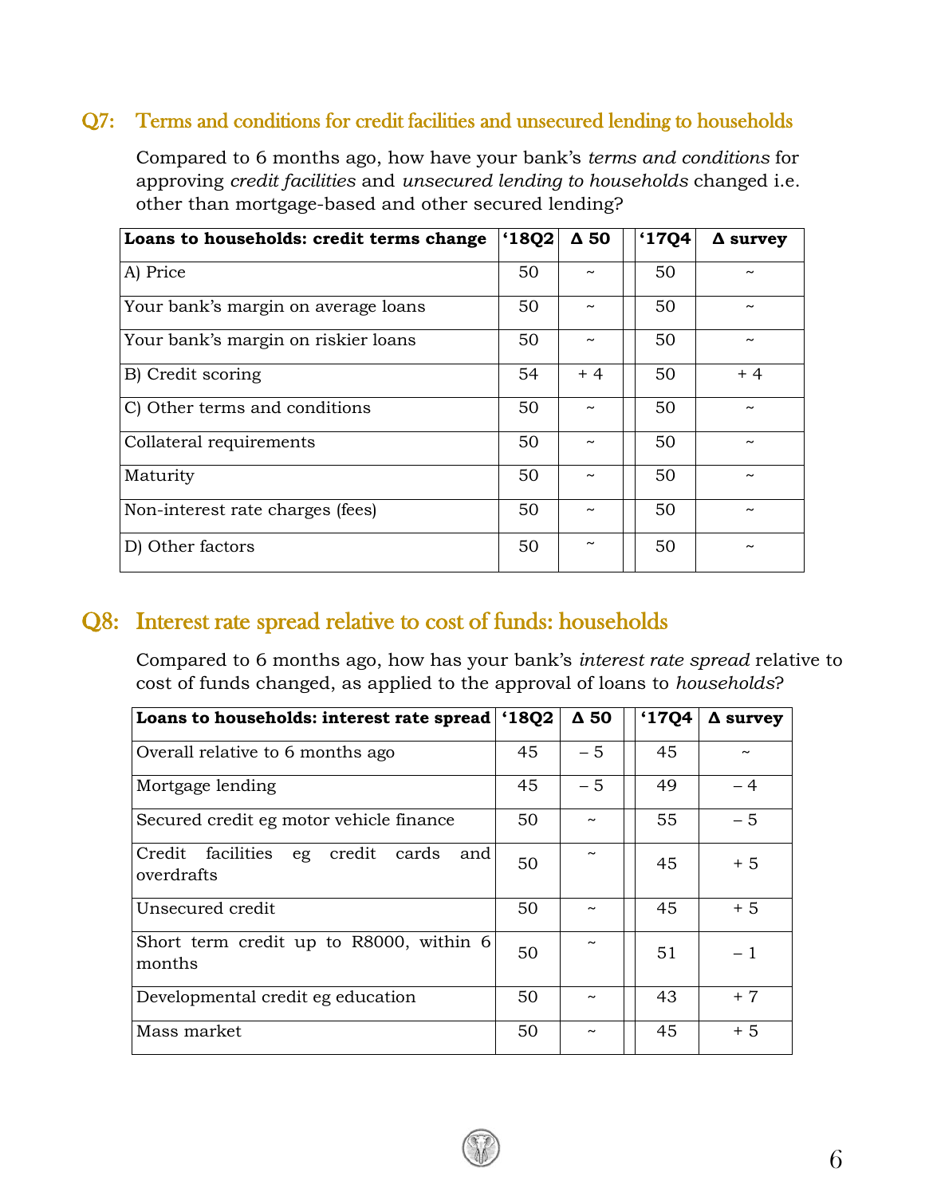## Q7: Terms and conditions for credit facilities and unsecured lending to households

Compared to 6 months ago, how have your bank's *terms and conditions* for approving *credit facilities* and *unsecured lending to households* changed i.e. other than mortgage-based and other secured lending?

| Loans to households: credit terms change | '18Q2 | Δ 50 | | '17Q4 | Δ survey |
|---|---|---|---|---|---|
| A) Price | 50 | ~ | | 50 | ~ |
| Your bank's margin on average loans | 50 | ~ | | 50 | ~ |
| Your bank's margin on riskier loans | 50 | ~ | | 50 | ~ |
| B) Credit scoring | 54 | + 4 | | 50 | + 4 |
| C) Other terms and conditions | 50 | ~ | | 50 | ~ |
| Collateral requirements | 50 | ~ | | 50 | ~ |
| Maturity | 50 | ~ | | 50 | ~ |
| Non-interest rate charges (fees) | 50 | ~ | | 50 | ~ |
| D) Other factors | 50 | ~ | | 50 | ~ |

## Q8: Interest rate spread relative to cost of funds: households

Compared to 6 months ago, how has your bank's *interest rate spread* relative to cost of funds changed, as applied to the approval of loans to *households*?

| Loans to households: interest rate spread | '18Q2 | Δ 50 | | '17Q4 | Δ survey |
|---|---|---|---|---|---|
| Overall relative to 6 months ago | 45 | – 5 | | 45 | ~ |
| Mortgage lending | 45 | – 5 | | 49 | – 4 |
| Secured credit eg motor vehicle finance | 50 | ~ | | 55 | – 5 |
| Credit facilities eg credit cards and overdrafts | 50 | ~ | | 45 | + 5 |
| Unsecured credit | 50 | ~ | | 45 | + 5 |
| Short term credit up to R8000, within 6 months | 50 | ~ | | 51 | – 1 |
| Developmental credit eg education | 50 | ~ | | 43 | + 7 |
| Mass market | 50 | ~ | | 45 | + 5 |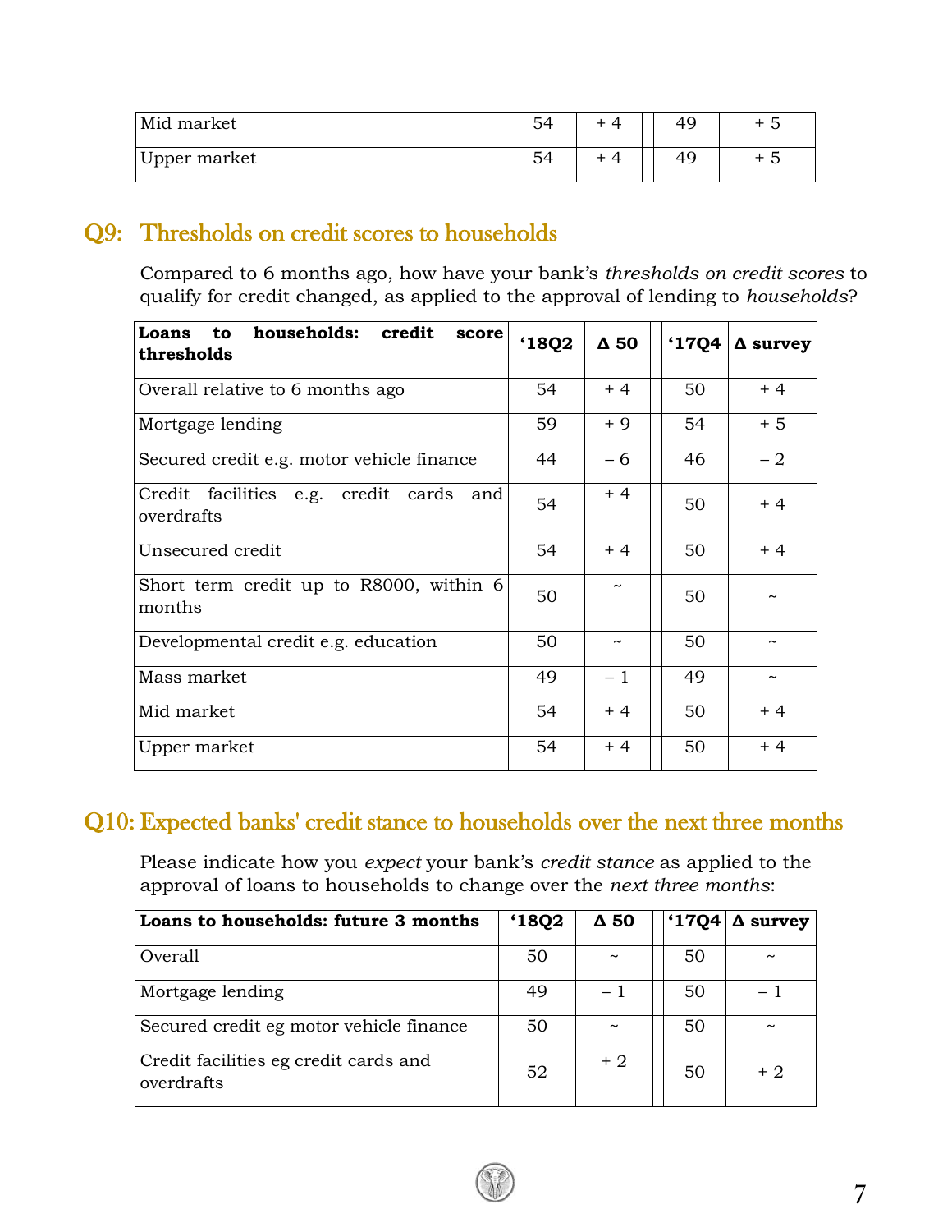| Mid market | 54 | + 4 | | 49 | + 5 |
|---|---|---|---|---|---|
| Upper market | 54 | + 4 | | 49 | + 5 |

## Q9: Thresholds on credit scores to households

Compared to 6 months ago, how have your bank's *thresholds on credit scores* to qualify for credit changed, as applied to the approval of lending to *households*?

| **Loans to households: credit score thresholds** | **'18Q2** | **Δ 50** | | **'17Q4** | **Δ survey** |
|---|---|---|---|---|---|
| Overall relative to 6 months ago | 54 | + 4 | | 50 | + 4 |
| Mortgage lending | 59 | + 9 | | 54 | + 5 |
| Secured credit e.g. motor vehicle finance | 44 | – 6 | | 46 | – 2 |
| Credit facilities e.g. credit cards and overdrafts | 54 | + 4 | | 50 | + 4 |
| Unsecured credit | 54 | + 4 | | 50 | + 4 |
| Short term credit up to R8000, within 6 months | 50 | ~ | | 50 | ~ |
| Developmental credit e.g. education | 50 | ~ | | 50 | ~ |
| Mass market | 49 | – 1 | | 49 | ~ |
| Mid market | 54 | + 4 | | 50 | + 4 |
| Upper market | 54 | + 4 | | 50 | + 4 |

## Q10: Expected banks' credit stance to households over the next three months

Please indicate how you *expect* your bank's *credit stance* as applied to the approval of loans to households to change over the *next three months*:

| **Loans to households: future 3 months** | **'18Q2** | **Δ 50** | | **'17Q4** | **Δ survey** |
|---|---|---|---|---|---|
| Overall | 50 | ~ | | 50 | ~ |
| Mortgage lending | 49 | – 1 | | 50 | – 1 |
| Secured credit eg motor vehicle finance | 50 | ~ | | 50 | ~ |
| Credit facilities eg credit cards and overdrafts | 52 | + 2 | | 50 | + 2 |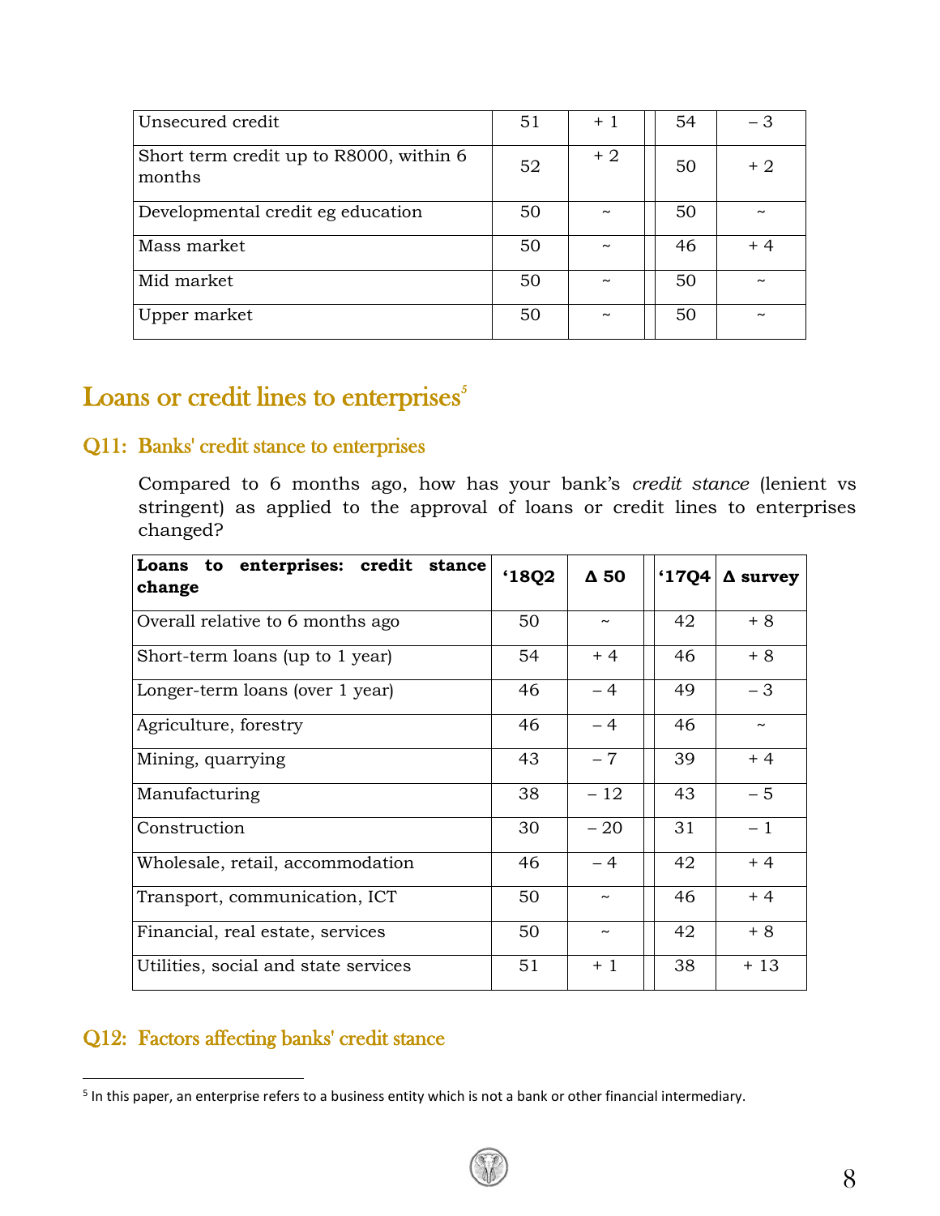| | | | | | |
|---|---|---|---|---|---|
| Unsecured credit | 51 | + 1 | | 54 | – 3 |
| Short term credit up to R8000, within 6 months | 52 | + 2 | | 50 | + 2 |
| Developmental credit eg education | 50 | ~ | | 50 | ~ |
| Mass market | 50 | ~ | | 46 | + 4 |
| Mid market | 50 | ~ | | 50 | ~ |
| Upper market | 50 | ~ | | 50 | ~ |

## Loans or credit lines to enterprises[5]

### Q11: Banks' credit stance to enterprises

Compared to 6 months ago, how has your bank's *credit stance* (lenient vs stringent) as applied to the approval of loans or credit lines to enterprises changed?

| **Loans to enterprises: credit stance change** | **'18Q2** | **Δ 50** | | **'17Q4** | **Δ survey** |
|---|---|---|---|---|---|
| Overall relative to 6 months ago | 50 | ~ | | 42 | + 8 |
| Short-term loans (up to 1 year) | 54 | + 4 | | 46 | + 8 |
| Longer-term loans (over 1 year) | 46 | – 4 | | 49 | – 3 |
| Agriculture, forestry | 46 | – 4 | | 46 | ~ |
| Mining, quarrying | 43 | – 7 | | 39 | + 4 |
| Manufacturing | 38 | – 12 | | 43 | – 5 |
| Construction | 30 | – 20 | | 31 | – 1 |
| Wholesale, retail, accommodation | 46 | – 4 | | 42 | + 4 |
| Transport, communication, ICT | 50 | ~ | | 46 | + 4 |
| Financial, real estate, services | 50 | ~ | | 42 | + 8 |
| Utilities, social and state services | 51 | + 1 | | 38 | + 13 |

### Q12: Factors affecting banks' credit stance

[5] In this paper, an enterprise refers to a business entity which is not a bank or other financial intermediary.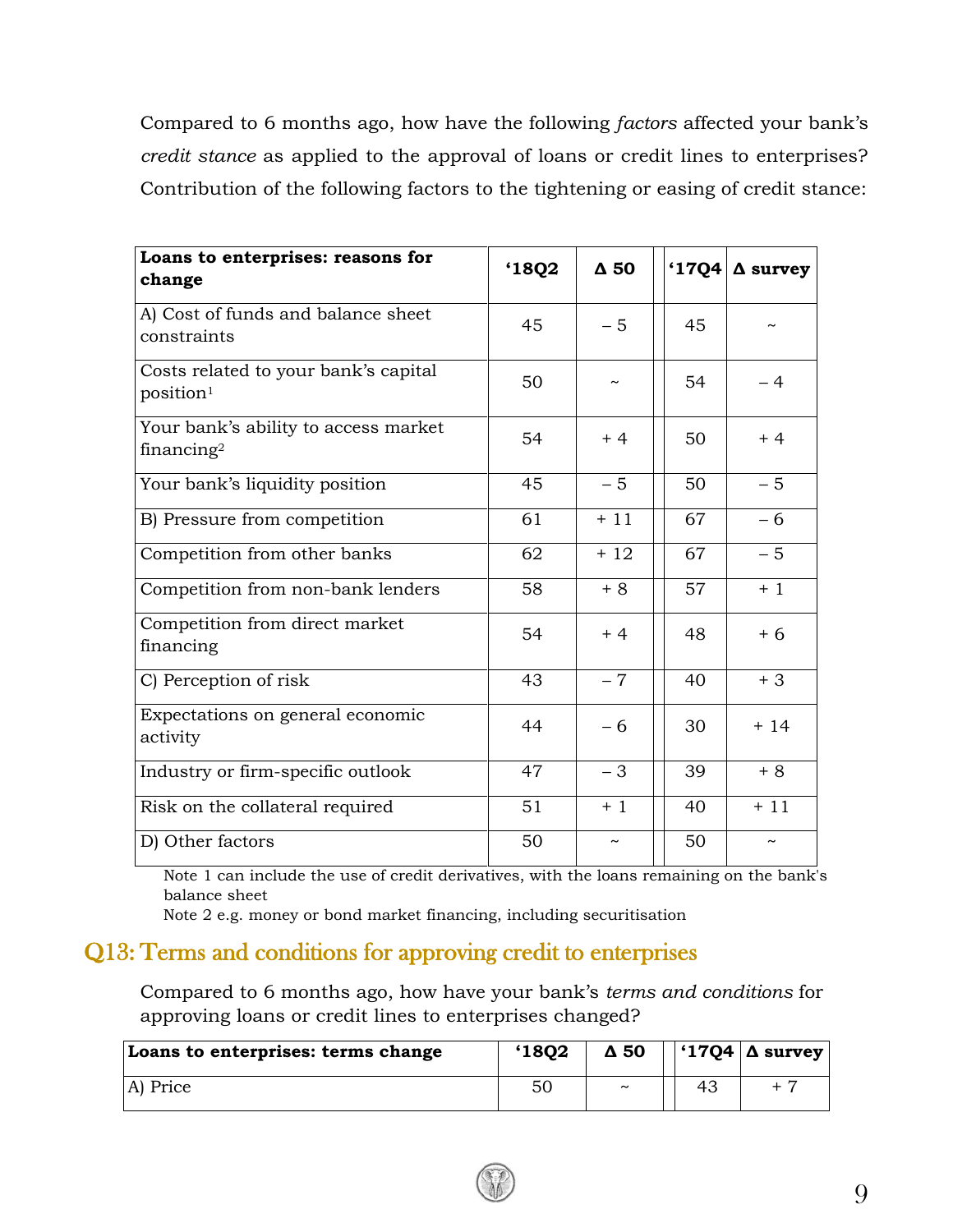Compared to 6 months ago, how have the following *factors* affected your bank's *credit stance* as applied to the approval of loans or credit lines to enterprises? Contribution of the following factors to the tightening or easing of credit stance:

| Loans to enterprises: reasons for change | '18Q2 | Δ 50 | '17Q4 | Δ survey |
|---|---|---|---|---|
| A) Cost of funds and balance sheet constraints | 45 | – 5 | 45 | ~ |
| Costs related to your bank's capital position[1] | 50 | ~ | 54 | – 4 |
| Your bank's ability to access market financing[2] | 54 | + 4 | 50 | + 4 |
| Your bank's liquidity position | 45 | – 5 | 50 | – 5 |
| B) Pressure from competition | 61 | + 11 | 67 | – 6 |
| Competition from other banks | 62 | + 12 | 67 | – 5 |
| Competition from non-bank lenders | 58 | + 8 | 57 | + 1 |
| Competition from direct market financing | 54 | + 4 | 48 | + 6 |
| C) Perception of risk | 43 | – 7 | 40 | + 3 |
| Expectations on general economic activity | 44 | – 6 | 30 | + 14 |
| Industry or firm-specific outlook | 47 | – 3 | 39 | + 8 |
| Risk on the collateral required | 51 | + 1 | 40 | + 11 |
| D) Other factors | 50 | ~ | 50 | ~ |

Note 1 can include the use of credit derivatives, with the loans remaining on the bank's balance sheet

Note 2 e.g. money or bond market financing, including securitisation

## Q13: Terms and conditions for approving credit to enterprises

Compared to 6 months ago, how have your bank's *terms and conditions* for approving loans or credit lines to enterprises changed?

| Loans to enterprises: terms change | '18Q2 | Δ 50 | '17Q4 | Δ survey |
|---|---|---|---|---|
| A) Price | 50 | ~ | 43 | + 7 |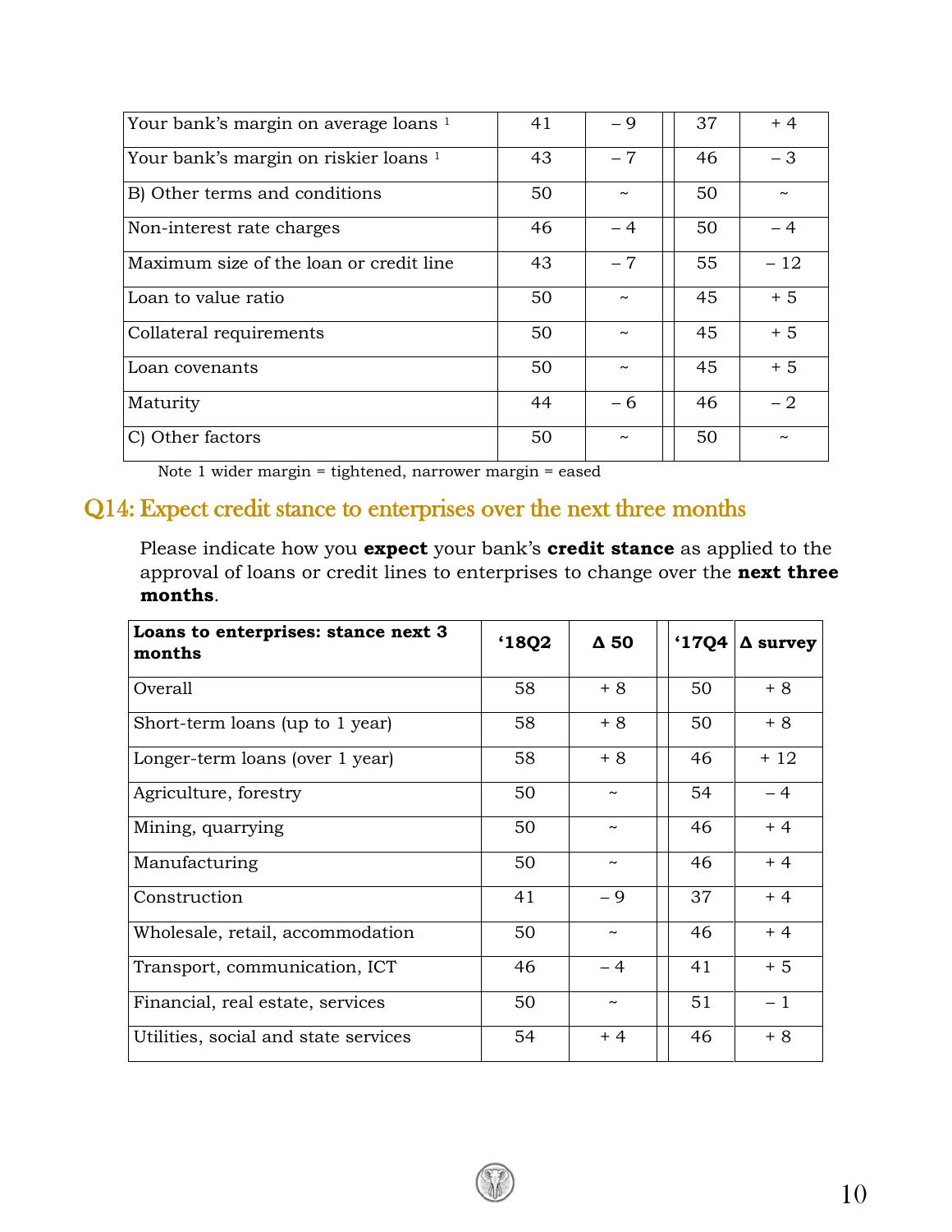| | | | | |
|---|---|---|---|---|
| Your bank's margin on average loans [1] | 41 | – 9 | 37 | + 4 |
| Your bank's margin on riskier loans [1] | 43 | – 7 | 46 | – 3 |
| B) Other terms and conditions | 50 | ~ | 50 | ~ |
| Non-interest rate charges | 46 | – 4 | 50 | – 4 |
| Maximum size of the loan or credit line | 43 | – 7 | 55 | – 12 |
| Loan to value ratio | 50 | ~ | 45 | + 5 |
| Collateral requirements | 50 | ~ | 45 | + 5 |
| Loan covenants | 50 | ~ | 45 | + 5 |
| Maturity | 44 | – 6 | 46 | – 2 |
| C) Other factors | 50 | ~ | 50 | ~ |

Note 1 wider margin = tightened, narrower margin = eased

## Q14: Expect credit stance to enterprises over the next three months

Please indicate how you **expect** your bank's **credit stance** as applied to the approval of loans or credit lines to enterprises to change over the **next three months**.

| **Loans to enterprises: stance next 3 months** | **'18Q2** | **Δ 50** | **'17Q4** | **Δ survey** |
|---|---|---|---|---|
| Overall | 58 | + 8 | 50 | + 8 |
| Short-term loans (up to 1 year) | 58 | + 8 | 50 | + 8 |
| Longer-term loans (over 1 year) | 58 | + 8 | 46 | + 12 |
| Agriculture, forestry | 50 | ~ | 54 | – 4 |
| Mining, quarrying | 50 | ~ | 46 | + 4 |
| Manufacturing | 50 | ~ | 46 | + 4 |
| Construction | 41 | – 9 | 37 | + 4 |
| Wholesale, retail, accommodation | 50 | ~ | 46 | + 4 |
| Transport, communication, ICT | 46 | – 4 | 41 | + 5 |
| Financial, real estate, services | 50 | ~ | 51 | – 1 |
| Utilities, social and state services | 54 | + 4 | 46 | + 8 |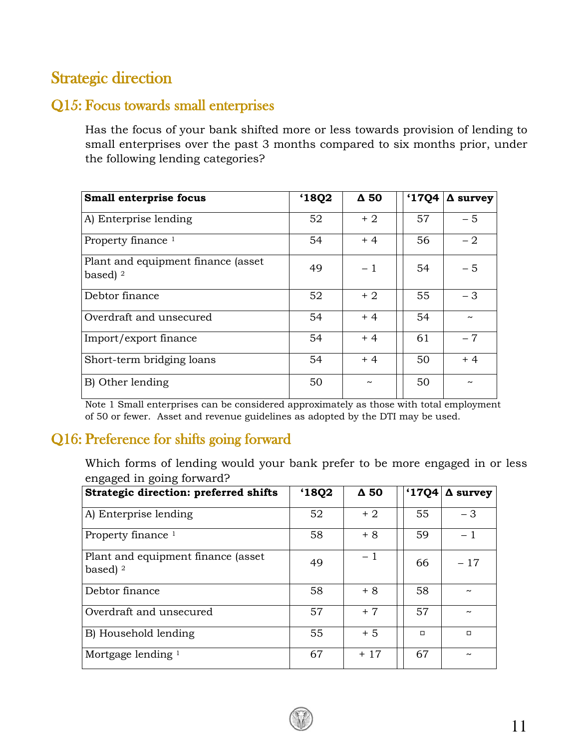## Strategic direction

### Q15: Focus towards small enterprises

Has the focus of your bank shifted more or less towards provision of lending to small enterprises over the past 3 months compared to six months prior, under the following lending categories?

| Small enterprise focus | '18Q2 | Δ 50 | '17Q4 | Δ survey |
|---|---|---|---|---|
| A) Enterprise lending | 52 | + 2 | 57 | – 5 |
| Property finance [1] | 54 | + 4 | 56 | – 2 |
| Plant and equipment finance (asset based) [2] | 49 | – 1 | 54 | – 5 |
| Debtor finance | 52 | + 2 | 55 | – 3 |
| Overdraft and unsecured | 54 | + 4 | 54 | ~ |
| Import/export finance | 54 | + 4 | 61 | – 7 |
| Short-term bridging loans | 54 | + 4 | 50 | + 4 |
| B) Other lending | 50 | ~ | 50 | ~ |

Note 1 Small enterprises can be considered approximately as those with total employment of 50 or fewer. Asset and revenue guidelines as adopted by the DTI may be used.

### Q16: Preference for shifts going forward

Which forms of lending would your bank prefer to be more engaged in or less engaged in going forward?

| Strategic direction: preferred shifts | '18Q2 | Δ 50 | '17Q4 | Δ survey |
|---|---|---|---|---|
| A) Enterprise lending | 52 | + 2 | 55 | – 3 |
| Property finance [1] | 58 | + 8 | 59 | – 1 |
| Plant and equipment finance (asset based) [2] | 49 | – 1 | 66 | – 17 |
| Debtor finance | 58 | + 8 | 58 | ~ |
| Overdraft and unsecured | 57 | + 7 | 57 | ~ |
| B) Household lending | 55 | + 5 | ▫ | ▫ |
| Mortgage lending [1] | 67 | + 17 | 67 | ~ |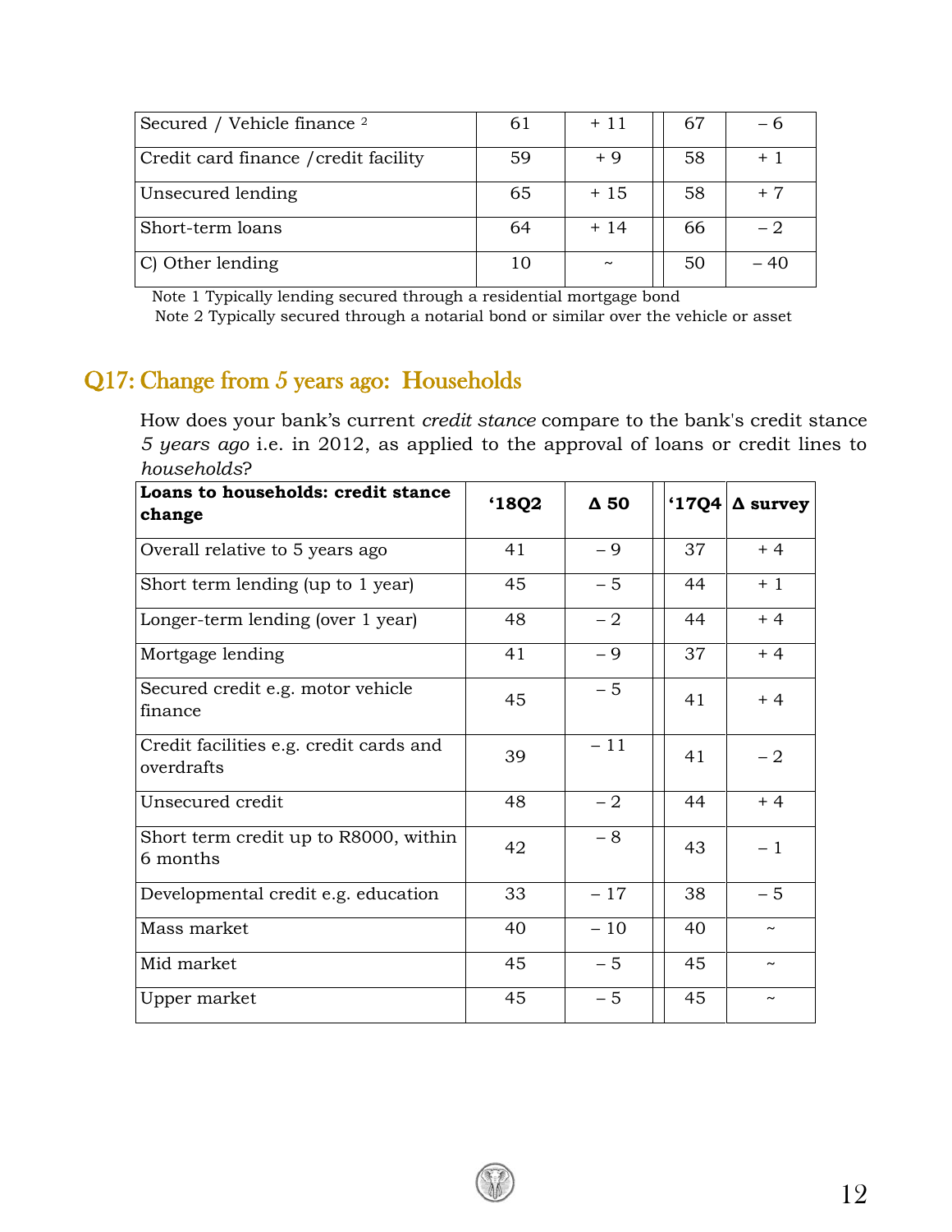| | | | | |
|---|---|---|---|---|
| Secured / Vehicle finance [2] | 61 | + 11 | 67 | – 6 |
| Credit card finance /credit facility | 59 | + 9 | 58 | + 1 |
| Unsecured lending | 65 | + 15 | 58 | + 7 |
| Short-term loans | 64 | + 14 | 66 | – 2 |
| C) Other lending | 10 | ~ | 50 | – 40 |

Note 1 Typically lending secured through a residential mortgage bond
Note 2 Typically secured through a notarial bond or similar over the vehicle or asset

## Q17: Change from 5 years ago: Households

How does your bank's current *credit stance* compare to the bank's credit stance *5 years ago* i.e. in 2012, as applied to the approval of loans or credit lines to *households*?

| **Loans to households: credit stance change** | **'18Q2** | **Δ 50** | **'17Q4** | **Δ survey** |
|---|---|---|---|---|
| Overall relative to 5 years ago | 41 | – 9 | 37 | + 4 |
| Short term lending (up to 1 year) | 45 | – 5 | 44 | + 1 |
| Longer-term lending (over 1 year) | 48 | – 2 | 44 | + 4 |
| Mortgage lending | 41 | – 9 | 37 | + 4 |
| Secured credit e.g. motor vehicle finance | 45 | – 5 | 41 | + 4 |
| Credit facilities e.g. credit cards and overdrafts | 39 | – 11 | 41 | – 2 |
| Unsecured credit | 48 | – 2 | 44 | + 4 |
| Short term credit up to R8000, within 6 months | 42 | – 8 | 43 | – 1 |
| Developmental credit e.g. education | 33 | – 17 | 38 | – 5 |
| Mass market | 40 | – 10 | 40 | ~ |
| Mid market | 45 | – 5 | 45 | ~ |
| Upper market | 45 | – 5 | 45 | ~ |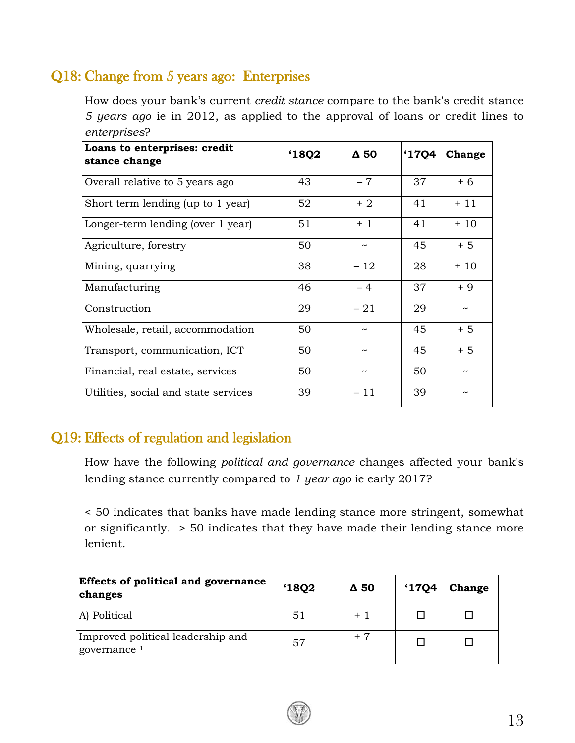## Q18: Change from 5 years ago: Enterprises

How does your bank's current *credit stance* compare to the bank's credit stance *5 years ago* ie in 2012, as applied to the approval of loans or credit lines to *enterprises*?

| Loans to enterprises: credit stance change | '18Q2 | Δ 50 | | '17Q4 | Change |
|---|---|---|---|---|---|
| Overall relative to 5 years ago | 43 | – 7 | | 37 | + 6 |
| Short term lending (up to 1 year) | 52 | + 2 | | 41 | + 11 |
| Longer-term lending (over 1 year) | 51 | + 1 | | 41 | + 10 |
| Agriculture, forestry | 50 | ~ | | 45 | + 5 |
| Mining, quarrying | 38 | – 12 | | 28 | + 10 |
| Manufacturing | 46 | – 4 | | 37 | + 9 |
| Construction | 29 | – 21 | | 29 | ~ |
| Wholesale, retail, accommodation | 50 | ~ | | 45 | + 5 |
| Transport, communication, ICT | 50 | ~ | | 45 | + 5 |
| Financial, real estate, services | 50 | ~ | | 50 | ~ |
| Utilities, social and state services | 39 | – 11 | | 39 | ~ |

## Q19: Effects of regulation and legislation

How have the following *political and governance* changes affected your bank's lending stance currently compared to *1 year ago* ie early 2017?

< 50 indicates that banks have made lending stance more stringent, somewhat or significantly. > 50 indicates that they have made their lending stance more lenient.

| Effects of political and governance changes | '18Q2 | Δ 50 | | '17Q4 | Change |
|---|---|---|---|---|---|
| A) Political | 51 | + 1 | | ☐ | ☐ |
| Improved political leadership and governance [1] | 57 | + 7 | | ☐ | ☐ |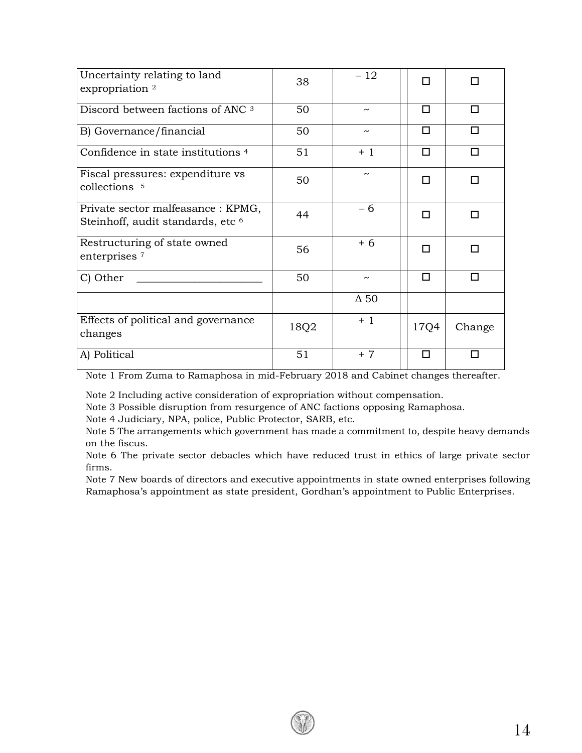| Uncertainty relating to land expropriation [2] | 38 | – 12 | | ☐ | ☐ |
|---|---|---|---|---|---|
| Discord between factions of ANC [3] | 50 | ~ | | ☐ | ☐ |
| B) Governance/financial | 50 | ~ | | ☐ | ☐ |
| Confidence in state institutions [4] | 51 | + 1 | | ☐ | ☐ |
| Fiscal pressures: expenditure vs collections [5] | 50 | ~ | | ☐ | ☐ |
| Private sector malfeasance : KPMG, Steinhoff, audit standards, etc [6] | 44 | – 6 | | ☐ | ☐ |
| Restructuring of state owned enterprises [7] | 56 | + 6 | | ☐ | ☐ |
| C) Other ________________________ | 50 | ~ | | ☐ | ☐ |
| | | Δ 50 | | | |
| Effects of political and governance changes | 18Q2 | + 1 | | 17Q4 | Change |
| A) Political | 51 | + 7 | | ☐ | ☐ |

Note 1 From Zuma to Ramaphosa in mid-February 2018 and Cabinet changes thereafter.

Note 2 Including active consideration of expropriation without compensation.
Note 3 Possible disruption from resurgence of ANC factions opposing Ramaphosa.
Note 4 Judiciary, NPA, police, Public Protector, SARB, etc.
Note 5 The arrangements which government has made a commitment to, despite heavy demands on the fiscus.
Note 6 The private sector debacles which have reduced trust in ethics of large private sector firms.
Note 7 New boards of directors and executive appointments in state owned enterprises following Ramaphosa's appointment as state president, Gordhan's appointment to Public Enterprises.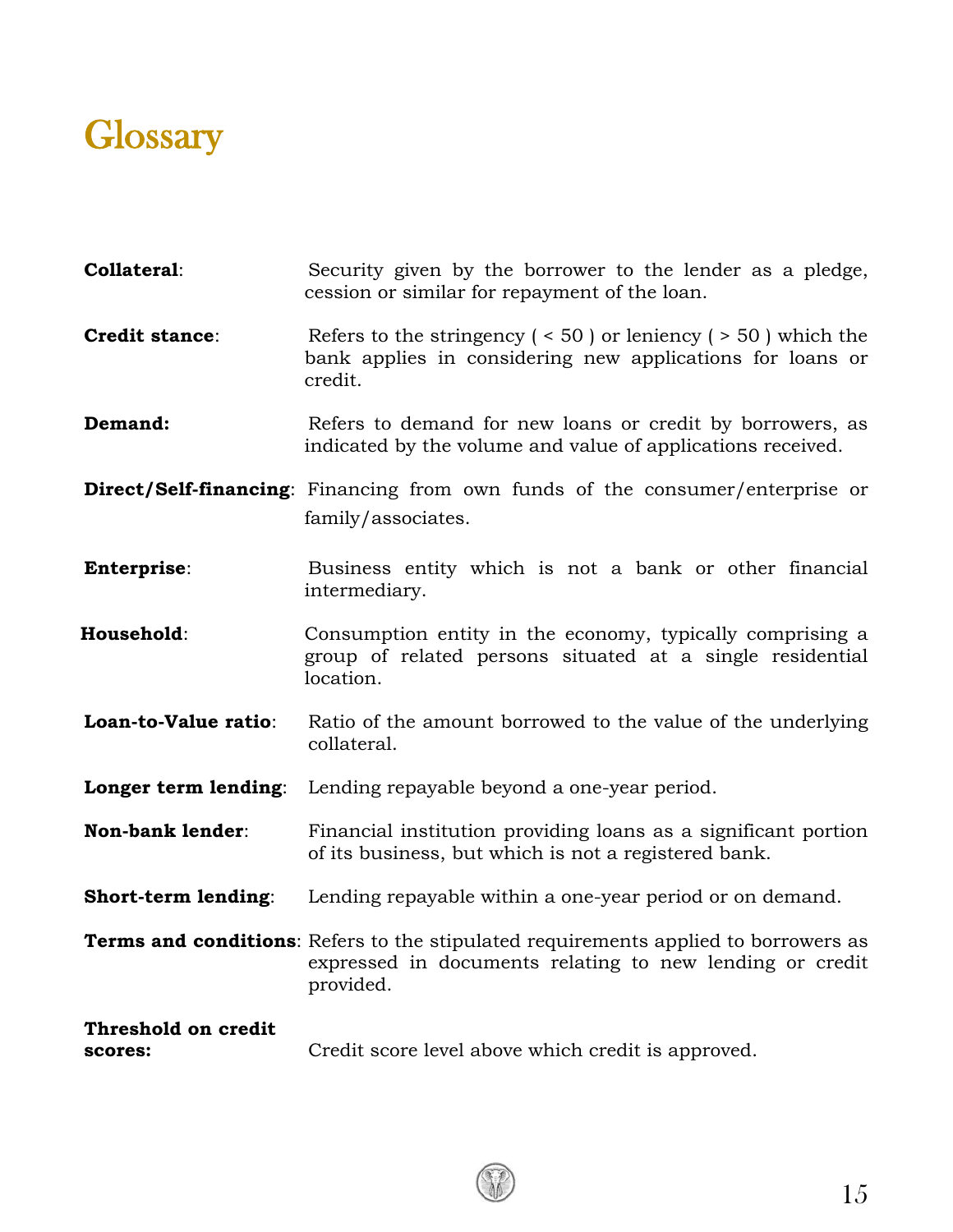# Glossary

**Collateral**: Security given by the borrower to the lender as a pledge, cession or similar for repayment of the loan.

**Credit stance**: Refers to the stringency ( < 50 ) or leniency ( > 50 ) which the bank applies in considering new applications for loans or credit.

**Demand:** Refers to demand for new loans or credit by borrowers, as indicated by the volume and value of applications received.

**Direct/Self-financing**: Financing from own funds of the consumer/enterprise or family/associates.

**Enterprise**: Business entity which is not a bank or other financial intermediary.

**Household**: Consumption entity in the economy, typically comprising a group of related persons situated at a single residential location.

**Loan-to-Value ratio**: Ratio of the amount borrowed to the value of the underlying collateral.

**Longer term lending**: Lending repayable beyond a one-year period.

**Non-bank lender**: Financial institution providing loans as a significant portion of its business, but which is not a registered bank.

**Short-term lending**: Lending repayable within a one-year period or on demand.

**Terms and conditions**: Refers to the stipulated requirements applied to borrowers as expressed in documents relating to new lending or credit provided.

**Threshold on credit scores:** Credit score level above which credit is approved.